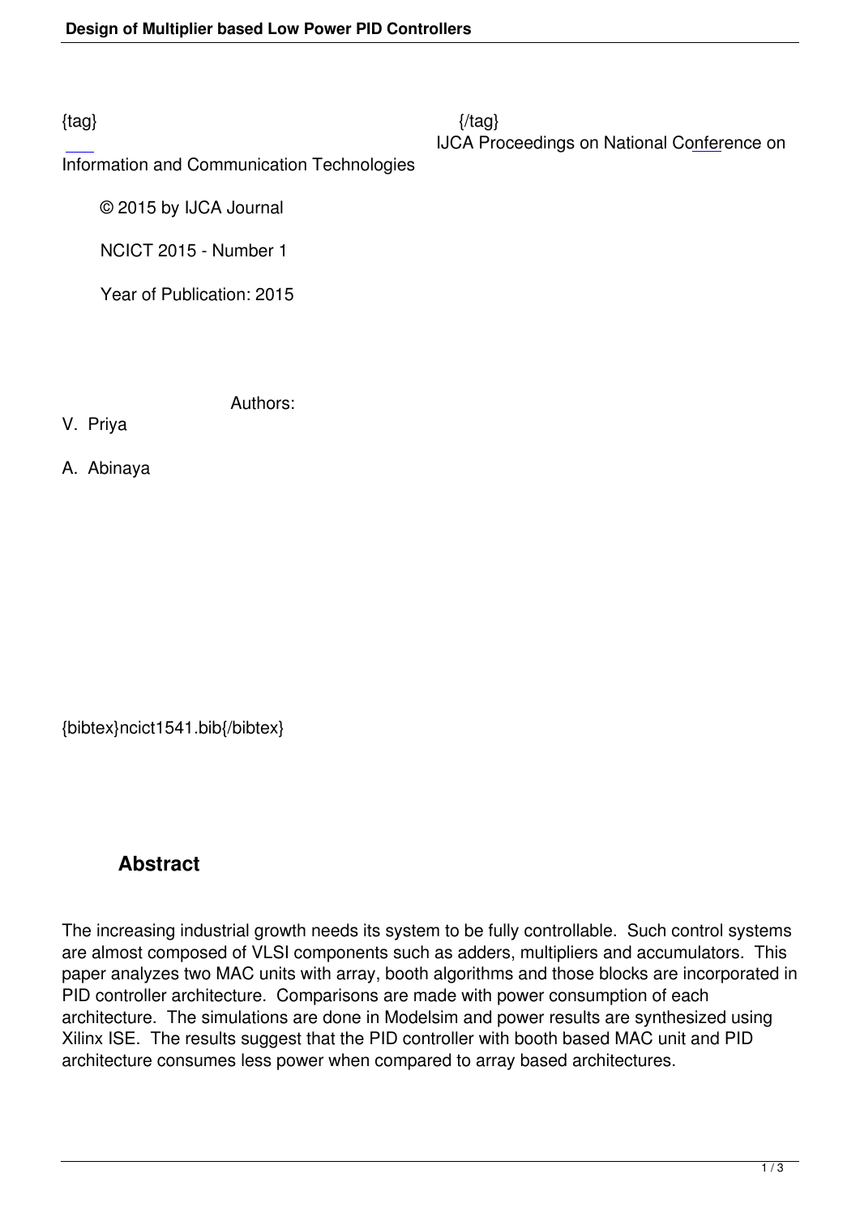{tag} {/tag}

IJCA Proceedings on National Conference on Information and Communication Technologies

© 2015 by IJCA Journal

NCICT 2015 - Number 1

Year of Publication: 2015

Authors:

V. Priya

A. Abinaya

{bibtex}ncict1541.bib{/bibtex}

## Abstract

The increasing industrial growth needs its system to be fully controllable. Such control systems are almost composed of VLSI components such as adders, multipliers and accumulators. This paper analyzes two MAC units with array, booth algorithms and those blocks are incorporated in PID controller architecture. Comparisons are made with power consumption of each architecture. The simulations are done in Modelsim and power results are synthesized using Xilinx ISE. The results suggest that the PID controller with booth based MAC unit and PID architecture consumes less power when compared to array based architectures.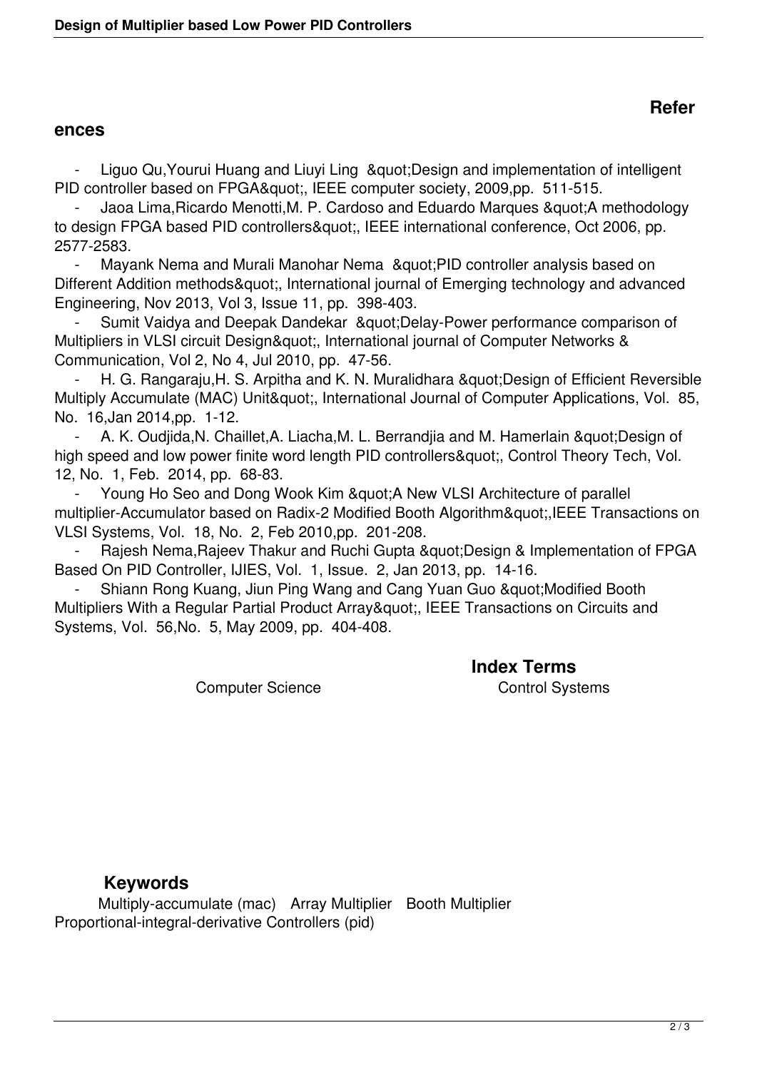## References

- Liguo Qu,Yourui Huang and Liuyi Ling &quot;Design and implementation of intelligent PID controller based on FPGA&quot;, IEEE computer society, 2009,pp. 511-515.
- Jaoa Lima,Ricardo Menotti,M. P. Cardoso and Eduardo Marques &quot;A methodology to design FPGA based PID controllers&quot;, IEEE international conference, Oct 2006, pp. 2577-2583.
- Mayank Nema and Murali Manohar Nema &quot;PID controller analysis based on Different Addition methods&quot;, International journal of Emerging technology and advanced Engineering, Nov 2013, Vol 3, Issue 11, pp. 398-403.
- Sumit Vaidya and Deepak Dandekar &quot;Delay-Power performance comparison of Multipliers in VLSI circuit Design&quot;, International journal of Computer Networks & Communication, Vol 2, No 4, Jul 2010, pp. 47-56.
- H. G. Rangaraju,H. S. Arpitha and K. N. Muralidhara &quot;Design of Efficient Reversible Multiply Accumulate (MAC) Unit&quot;, International Journal of Computer Applications, Vol. 85, No. 16,Jan 2014,pp. 1-12.
- A. K. Oudjida,N. Chaillet,A. Liacha,M. L. Berrandjia and M. Hamerlain &quot;Design of high speed and low power finite word length PID controllers&quot;, Control Theory Tech, Vol. 12, No. 1, Feb. 2014, pp. 68-83.
- Young Ho Seo and Dong Wook Kim &quot;A New VLSI Architecture of parallel multiplier-Accumulator based on Radix-2 Modified Booth Algorithm&quot;,IEEE Transactions on VLSI Systems, Vol. 18, No. 2, Feb 2010,pp. 201-208.
- Rajesh Nema,Rajeev Thakur and Ruchi Gupta &quot;Design & Implementation of FPGA Based On PID Controller, IJIES, Vol. 1, Issue. 2, Jan 2013, pp. 14-16.
- Shiann Rong Kuang, Jiun Ping Wang and Cang Yuan Guo &quot;Modified Booth Multipliers With a Regular Partial Product Array&quot;, IEEE Transactions on Circuits and Systems, Vol. 56,No. 5, May 2009, pp. 404-408.

## Index Terms

Computer Science Control Systems

## Keywords

Multiply-accumulate (mac) Array Multiplier Booth Multiplier Proportional-integral-derivative Controllers (pid)